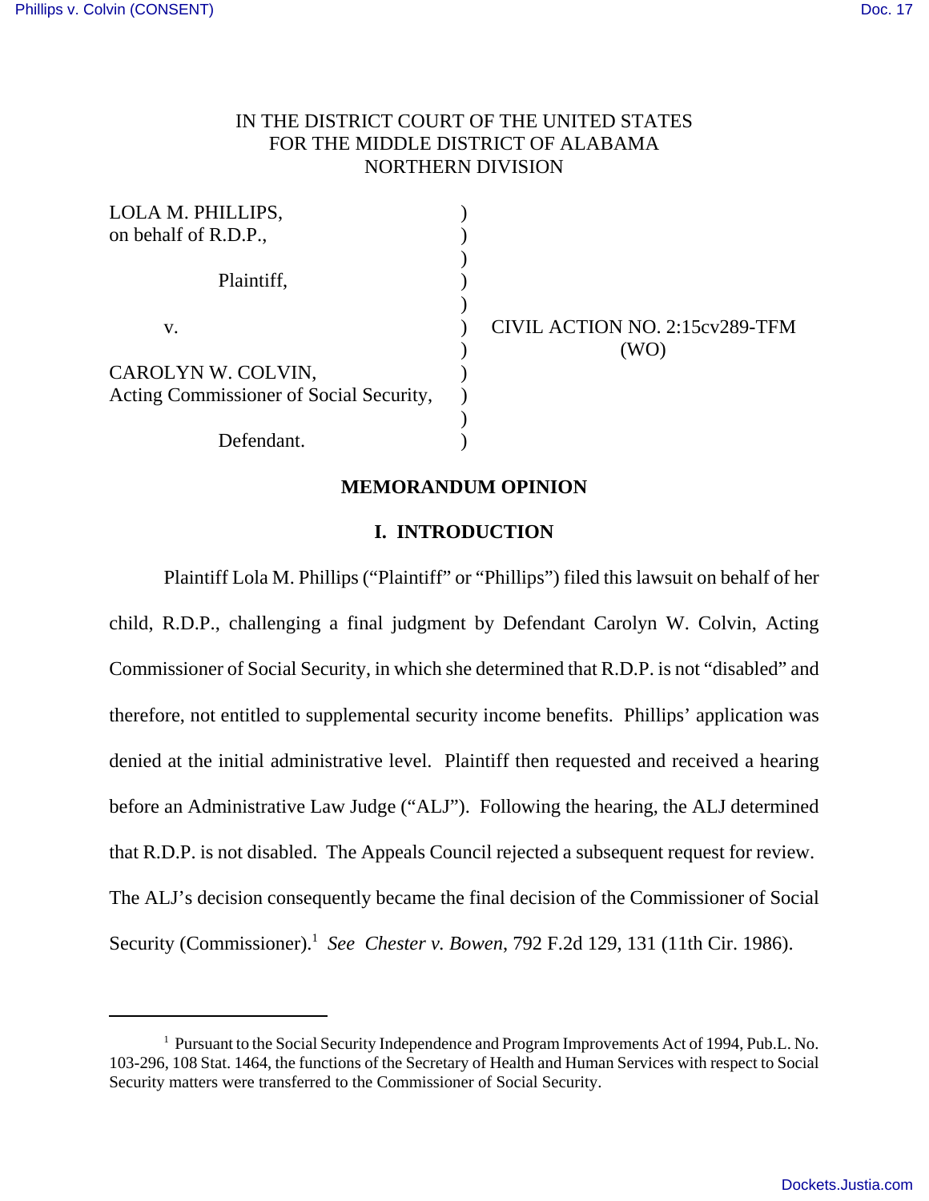IN THE DISTRICT COURT OF THE UNITED STATES
FOR THE MIDDLE DISTRICT OF ALABAMA
NORTHERN DIVISION

LOLA M. PHILLIPS,
on behalf of R.D.P.,

Plaintiff,

v.

CAROLYN W. COLVIN,
Acting Commissioner of Social Security,

Defendant.

CIVIL ACTION NO. 2:15cv289-TFM
(WO)

## MEMORANDUM OPINION

### I. INTRODUCTION

Plaintiff Lola M. Phillips ("Plaintiff" or "Phillips") filed this lawsuit on behalf of her child, R.D.P., challenging a final judgment by Defendant Carolyn W. Colvin, Acting Commissioner of Social Security, in which she determined that R.D.P. is not "disabled" and therefore, not entitled to supplemental security income benefits. Phillips' application was denied at the initial administrative level. Plaintiff then requested and received a hearing before an Administrative Law Judge ("ALJ"). Following the hearing, the ALJ determined that R.D.P. is not disabled. The Appeals Council rejected a subsequent request for review. The ALJ's decision consequently became the final decision of the Commissioner of Social Security (Commissioner).[1] *See* *Chester v. Bowen*, 792 F.2d 129, 131 (11th Cir. 1986).

---

[1] Pursuant to the Social Security Independence and Program Improvements Act of 1994, Pub.L. No. 103-296, 108 Stat. 1464, the functions of the Secretary of Health and Human Services with respect to Social Security matters were transferred to the Commissioner of Social Security.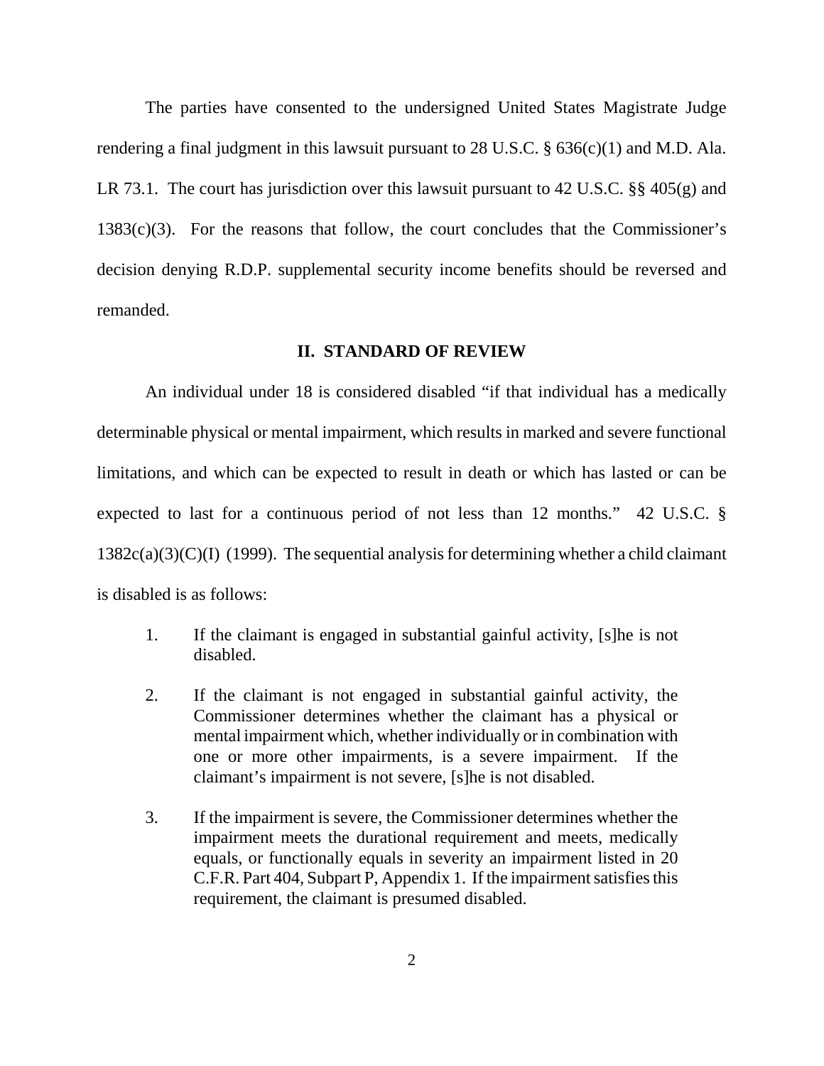The parties have consented to the undersigned United States Magistrate Judge rendering a final judgment in this lawsuit pursuant to 28 U.S.C. § 636(c)(1) and M.D. Ala. LR 73.1. The court has jurisdiction over this lawsuit pursuant to 42 U.S.C. §§ 405(g) and 1383(c)(3). For the reasons that follow, the court concludes that the Commissioner's decision denying R.D.P. supplemental security income benefits should be reversed and remanded.

## II. STANDARD OF REVIEW

An individual under 18 is considered disabled "if that individual has a medically determinable physical or mental impairment, which results in marked and severe functional limitations, and which can be expected to result in death or which has lasted or can be expected to last for a continuous period of not less than 12 months." 42 U.S.C. § 1382c(a)(3)(C)(I) (1999). The sequential analysis for determining whether a child claimant is disabled is as follows:

> 1. If the claimant is engaged in substantial gainful activity, [s]he is not disabled.
>
> 2. If the claimant is not engaged in substantial gainful activity, the Commissioner determines whether the claimant has a physical or mental impairment which, whether individually or in combination with one or more other impairments, is a severe impairment. If the claimant's impairment is not severe, [s]he is not disabled.
>
> 3. If the impairment is severe, the Commissioner determines whether the impairment meets the durational requirement and meets, medically equals, or functionally equals in severity an impairment listed in 20 C.F.R. Part 404, Subpart P, Appendix 1. If the impairment satisfies this requirement, the claimant is presumed disabled.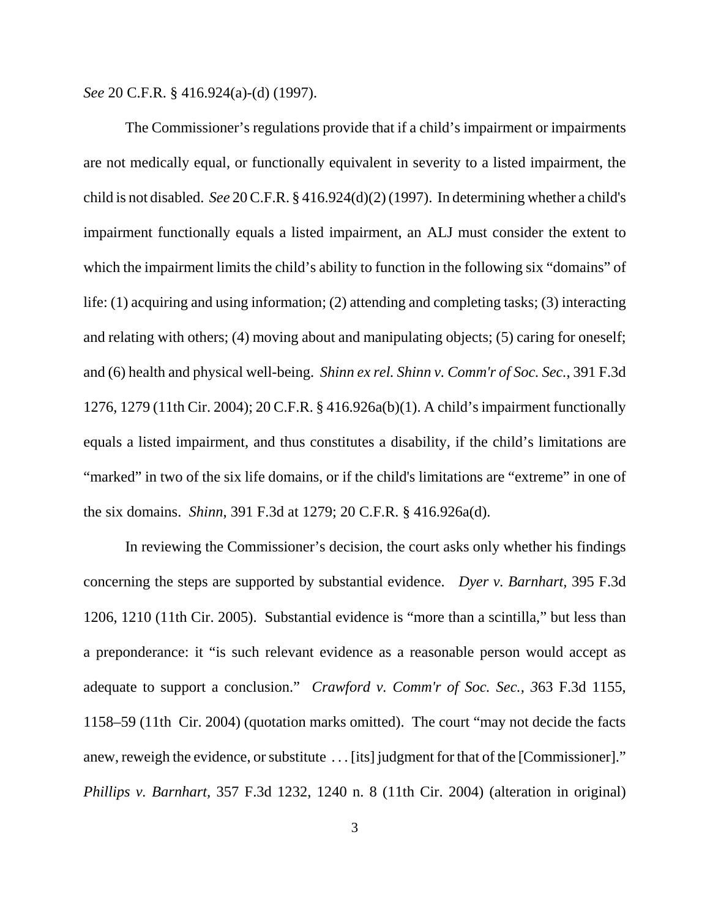*See* 20 C.F.R. § 416.924(a)-(d) (1997).

The Commissioner's regulations provide that if a child's impairment or impairments are not medically equal, or functionally equivalent in severity to a listed impairment, the child is not disabled. *See* 20 C.F.R. § 416.924(d)(2) (1997). In determining whether a child's impairment functionally equals a listed impairment, an ALJ must consider the extent to which the impairment limits the child's ability to function in the following six "domains" of life: (1) acquiring and using information; (2) attending and completing tasks; (3) interacting and relating with others; (4) moving about and manipulating objects; (5) caring for oneself; and (6) health and physical well-being. *Shinn ex rel. Shinn v. Comm'r of Soc. Sec.*, 391 F.3d 1276, 1279 (11th Cir. 2004); 20 C.F.R. § 416.926a(b)(1). A child's impairment functionally equals a listed impairment, and thus constitutes a disability, if the child's limitations are "marked" in two of the six life domains, or if the child's limitations are "extreme" in one of the six domains. *Shinn*, 391 F.3d at 1279; 20 C.F.R. § 416.926a(d).

In reviewing the Commissioner's decision, the court asks only whether his findings concerning the steps are supported by substantial evidence. *Dyer v. Barnhart*, 395 F.3d 1206, 1210 (11th Cir. 2005). Substantial evidence is "more than a scintilla," but less than a preponderance: it "is such relevant evidence as a reasonable person would accept as adequate to support a conclusion." *Crawford v. Comm'r of Soc. Sec., 3*63 F.3d 1155, 1158–59 (11th Cir. 2004) (quotation marks omitted). The court "may not decide the facts anew, reweigh the evidence, or substitute . . . [its] judgment for that of the [Commissioner]." *Phillips v. Barnhart*, 357 F.3d 1232, 1240 n. 8 (11th Cir. 2004) (alteration in original)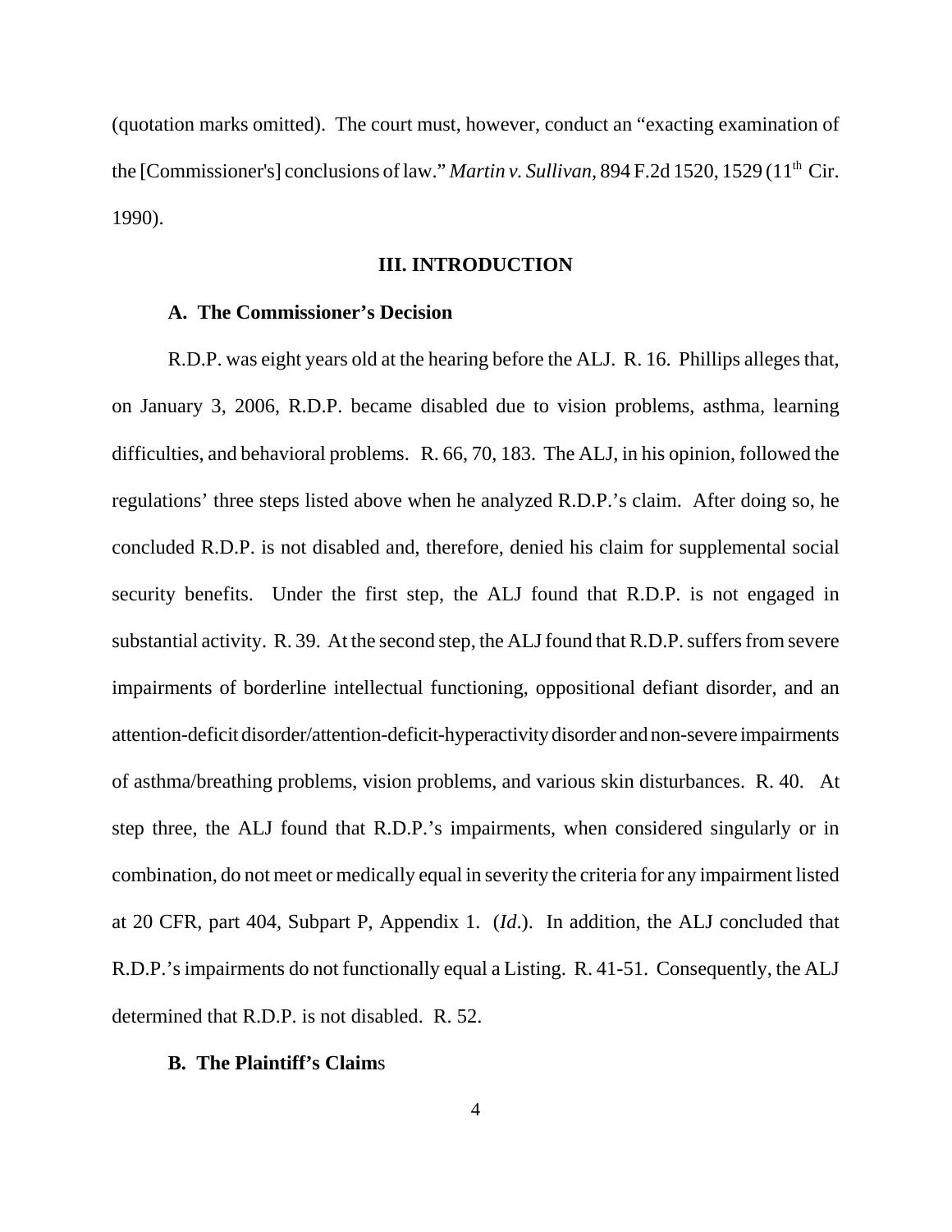(quotation marks omitted). The court must, however, conduct an "exacting examination of the [Commissioner's] conclusions of law." *Martin v. Sullivan,* 894 F.2d 1520, 1529 (11th Cir. 1990).

## III. INTRODUCTION

### A. The Commissioner's Decision

R.D.P. was eight years old at the hearing before the ALJ. R. 16. Phillips alleges that, on January 3, 2006, R.D.P. became disabled due to vision problems, asthma, learning difficulties, and behavioral problems. R. 66, 70, 183. The ALJ, in his opinion, followed the regulations' three steps listed above when he analyzed R.D.P.'s claim. After doing so, he concluded R.D.P. is not disabled and, therefore, denied his claim for supplemental social security benefits. Under the first step, the ALJ found that R.D.P. is not engaged in substantial activity. R. 39. At the second step, the ALJ found that R.D.P. suffers from severe impairments of borderline intellectual functioning, oppositional defiant disorder, and an attention-deficit disorder/attention-deficit-hyperactivity disorder and non-severe impairments of asthma/breathing problems, vision problems, and various skin disturbances. R. 40. At step three, the ALJ found that R.D.P.'s impairments, when considered singularly or in combination, do not meet or medically equal in severity the criteria for any impairment listed at 20 CFR, part 404, Subpart P, Appendix 1. (*Id*.). In addition, the ALJ concluded that R.D.P.'s impairments do not functionally equal a Listing. R. 41-51. Consequently, the ALJ determined that R.D.P. is not disabled. R. 52.

### B. The Plaintiff's Claims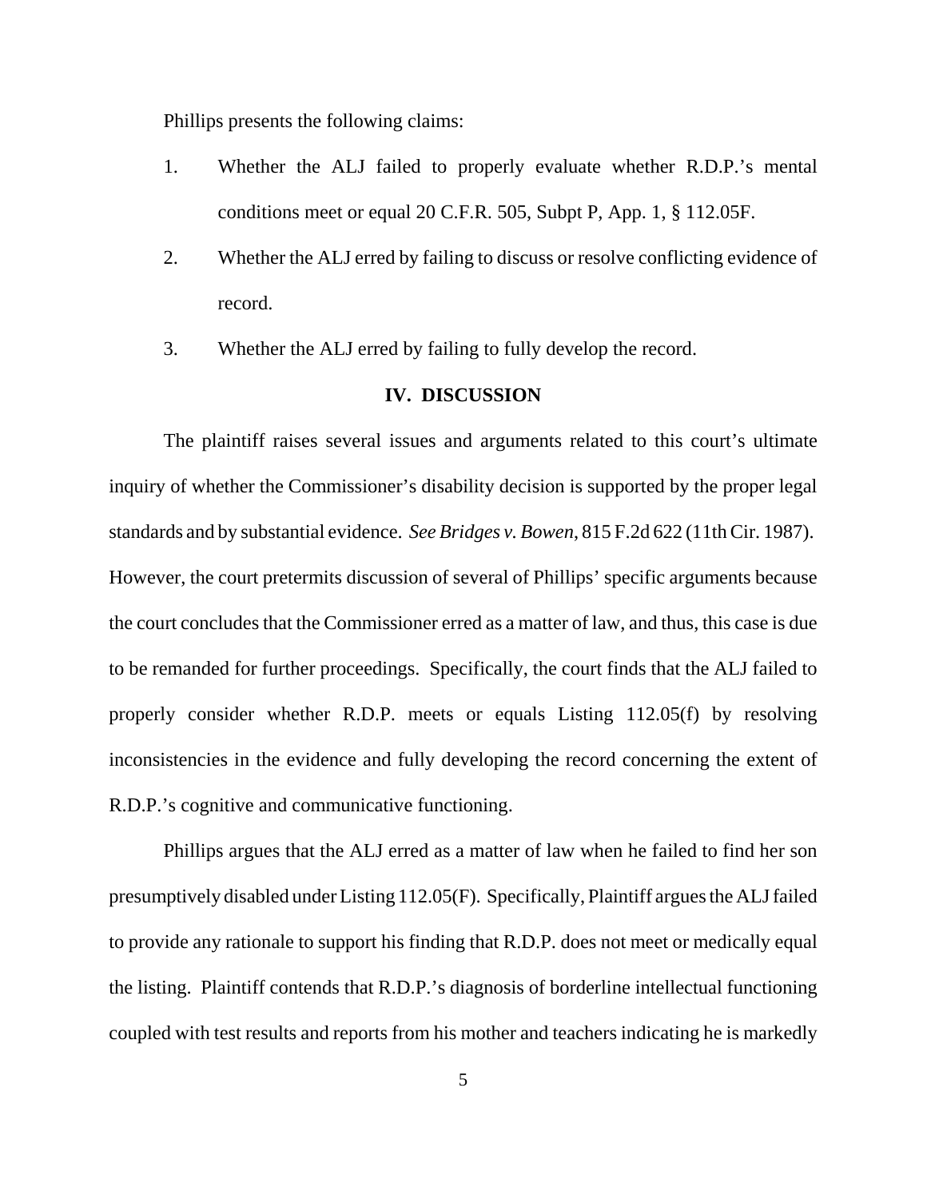Phillips presents the following claims:

1. Whether the ALJ failed to properly evaluate whether R.D.P.'s mental conditions meet or equal 20 C.F.R. 505, Subpt P, App. 1, § 112.05F.
2. Whether the ALJ erred by failing to discuss or resolve conflicting evidence of record.
3. Whether the ALJ erred by failing to fully develop the record.

## IV. DISCUSSION

The plaintiff raises several issues and arguments related to this court's ultimate inquiry of whether the Commissioner's disability decision is supported by the proper legal standards and by substantial evidence. *See Bridges v. Bowen*, 815 F.2d 622 (11th Cir. 1987). However, the court pretermits discussion of several of Phillips' specific arguments because the court concludes that the Commissioner erred as a matter of law, and thus, this case is due to be remanded for further proceedings. Specifically, the court finds that the ALJ failed to properly consider whether R.D.P. meets or equals Listing 112.05(f) by resolving inconsistencies in the evidence and fully developing the record concerning the extent of R.D.P.'s cognitive and communicative functioning.

Phillips argues that the ALJ erred as a matter of law when he failed to find her son presumptively disabled under Listing 112.05(F). Specifically, Plaintiff argues the ALJ failed to provide any rationale to support his finding that R.D.P. does not meet or medically equal the listing. Plaintiff contends that R.D.P.'s diagnosis of borderline intellectual functioning coupled with test results and reports from his mother and teachers indicating he is markedly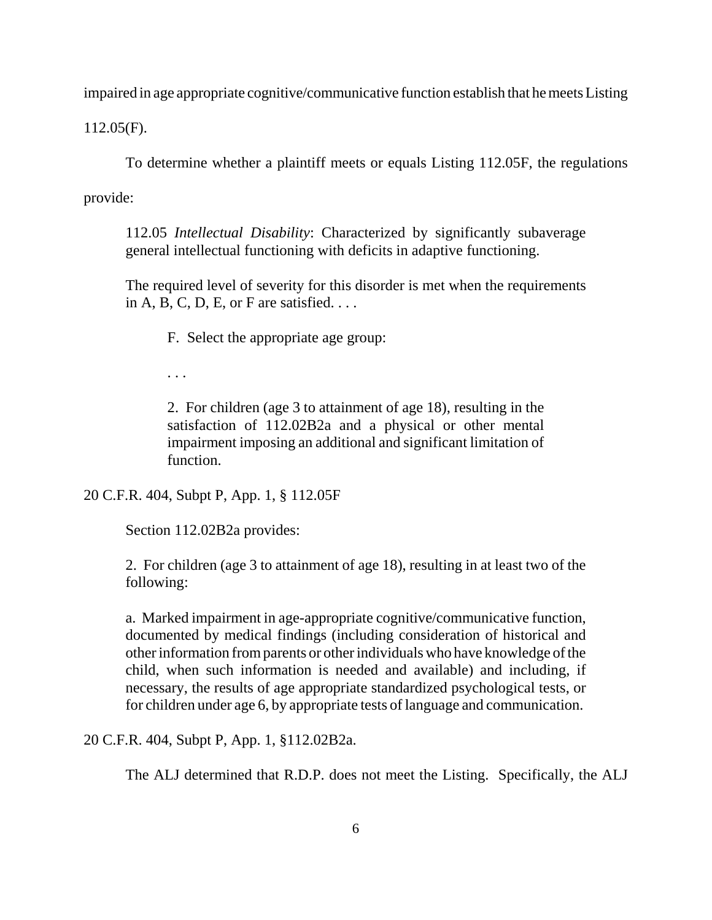impaired in age appropriate cognitive/communicative function establish that he meets Listing 112.05(F).

To determine whether a plaintiff meets or equals Listing 112.05F, the regulations provide:

> 112.05 *Intellectual Disability*: Characterized by significantly subaverage general intellectual functioning with deficits in adaptive functioning.
>
> The required level of severity for this disorder is met when the requirements in A, B, C, D, E, or F are satisfied. . . .
>
> > F. Select the appropriate age group:
> >
> > . . .
> >
> > 2. For children (age 3 to attainment of age 18), resulting in the satisfaction of 112.02B2a and a physical or other mental impairment imposing an additional and significant limitation of function.

20 C.F.R. 404, Subpt P, App. 1, § 112.05F

Section 112.02B2a provides:

> 2. For children (age 3 to attainment of age 18), resulting in at least two of the following:
>
> a. Marked impairment in age-appropriate cognitive/communicative function, documented by medical findings (including consideration of historical and other information from parents or other individuals who have knowledge of the child, when such information is needed and available) and including, if necessary, the results of age appropriate standardized psychological tests, or for children under age 6, by appropriate tests of language and communication.

20 C.F.R. 404, Subpt P, App. 1, §112.02B2a.

The ALJ determined that R.D.P. does not meet the Listing. Specifically, the ALJ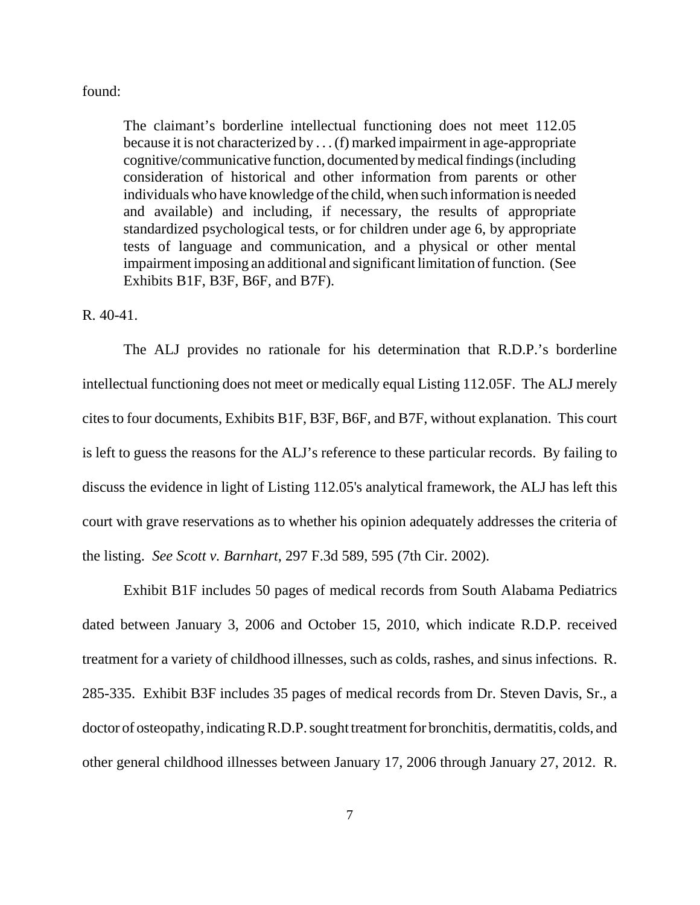found:

> The claimant's borderline intellectual functioning does not meet 112.05 because it is not characterized by . . . (f) marked impairment in age-appropriate cognitive/communicative function, documented by medical findings (including consideration of historical and other information from parents or other individuals who have knowledge of the child, when such information is needed and available) and including, if necessary, the results of appropriate standardized psychological tests, or for children under age 6, by appropriate tests of language and communication, and a physical or other mental impairment imposing an additional and significant limitation of function. (See Exhibits B1F, B3F, B6F, and B7F).

R. 40-41.

The ALJ provides no rationale for his determination that R.D.P.'s borderline intellectual functioning does not meet or medically equal Listing 112.05F. The ALJ merely cites to four documents, Exhibits B1F, B3F, B6F, and B7F, without explanation. This court is left to guess the reasons for the ALJ's reference to these particular records. By failing to discuss the evidence in light of Listing 112.05's analytical framework, the ALJ has left this court with grave reservations as to whether his opinion adequately addresses the criteria of the listing. *See Scott v. Barnhart*, 297 F.3d 589, 595 (7th Cir. 2002).

Exhibit B1F includes 50 pages of medical records from South Alabama Pediatrics dated between January 3, 2006 and October 15, 2010, which indicate R.D.P. received treatment for a variety of childhood illnesses, such as colds, rashes, and sinus infections. R. 285-335. Exhibit B3F includes 35 pages of medical records from Dr. Steven Davis, Sr., a doctor of osteopathy, indicating R.D.P. sought treatment for bronchitis, dermatitis, colds, and other general childhood illnesses between January 17, 2006 through January 27, 2012. R.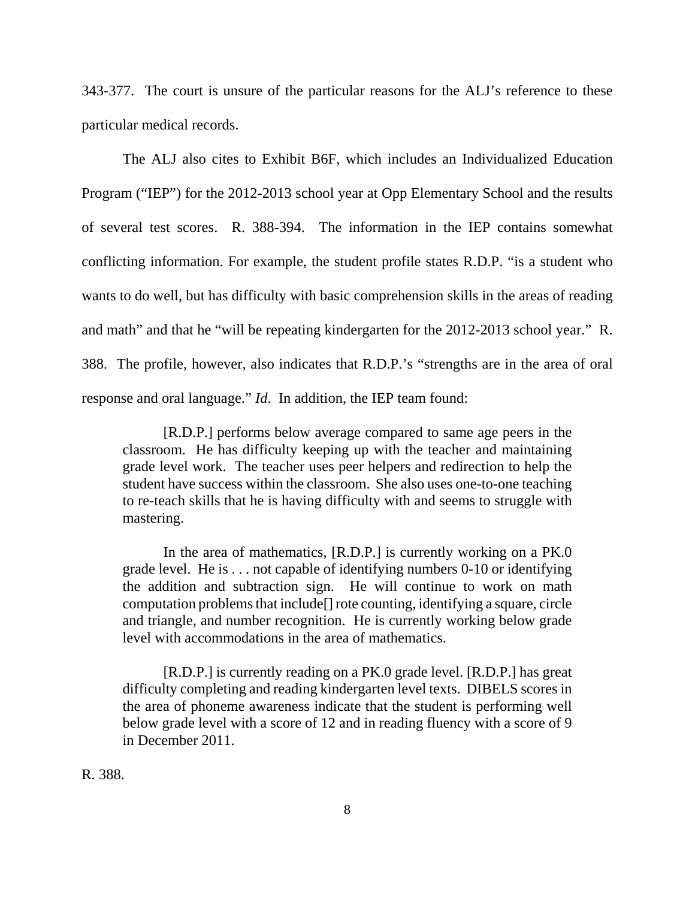343-377. The court is unsure of the particular reasons for the ALJ's reference to these particular medical records.

The ALJ also cites to Exhibit B6F, which includes an Individualized Education Program ("IEP") for the 2012-2013 school year at Opp Elementary School and the results of several test scores. R. 388-394. The information in the IEP contains somewhat conflicting information. For example, the student profile states R.D.P. "is a student who wants to do well, but has difficulty with basic comprehension skills in the areas of reading and math" and that he "will be repeating kindergarten for the 2012-2013 school year." R. 388. The profile, however, also indicates that R.D.P.'s "strengths are in the area of oral response and oral language." *Id*. In addition, the IEP team found:

> [R.D.P.] performs below average compared to same age peers in the classroom. He has difficulty keeping up with the teacher and maintaining grade level work. The teacher uses peer helpers and redirection to help the student have success within the classroom. She also uses one-to-one teaching to re-teach skills that he is having difficulty with and seems to struggle with mastering.
>
> In the area of mathematics, [R.D.P.] is currently working on a PK.0 grade level. He is . . . not capable of identifying numbers 0-10 or identifying the addition and subtraction sign. He will continue to work on math computation problems that include[] rote counting, identifying a square, circle and triangle, and number recognition. He is currently working below grade level with accommodations in the area of mathematics.
>
> [R.D.P.] is currently reading on a PK.0 grade level. [R.D.P.] has great difficulty completing and reading kindergarten level texts. DIBELS scores in the area of phoneme awareness indicate that the student is performing well below grade level with a score of 12 and in reading fluency with a score of 9 in December 2011.

R. 388.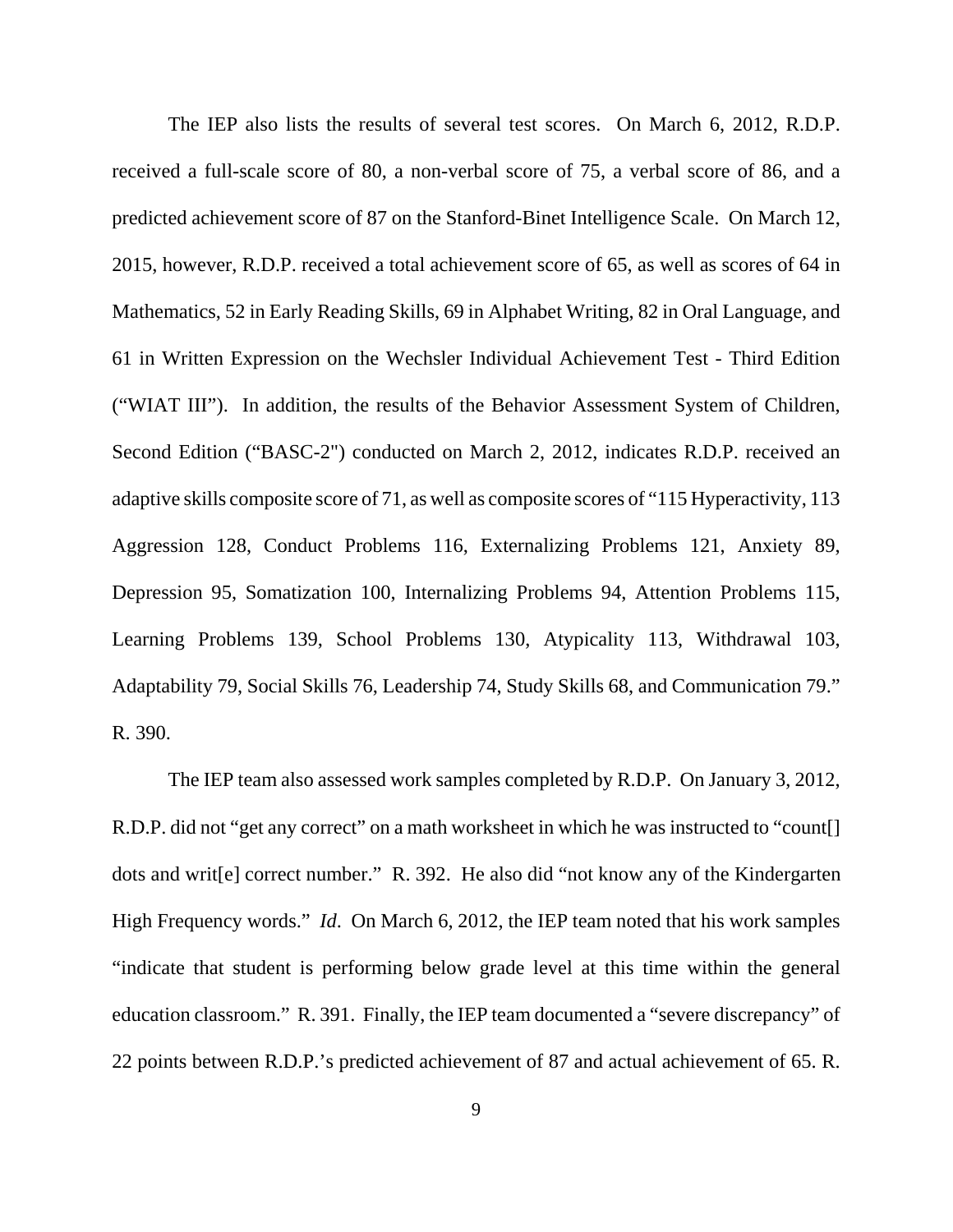The IEP also lists the results of several test scores. On March 6, 2012, R.D.P. received a full-scale score of 80, a non-verbal score of 75, a verbal score of 86, and a predicted achievement score of 87 on the Stanford-Binet Intelligence Scale. On March 12, 2015, however, R.D.P. received a total achievement score of 65, as well as scores of 64 in Mathematics, 52 in Early Reading Skills, 69 in Alphabet Writing, 82 in Oral Language, and 61 in Written Expression on the Wechsler Individual Achievement Test - Third Edition ("WIAT III"). In addition, the results of the Behavior Assessment System of Children, Second Edition ("BASC-2") conducted on March 2, 2012, indicates R.D.P. received an adaptive skills composite score of 71, as well as composite scores of "115 Hyperactivity, 113 Aggression 128, Conduct Problems 116, Externalizing Problems 121, Anxiety 89, Depression 95, Somatization 100, Internalizing Problems 94, Attention Problems 115, Learning Problems 139, School Problems 130, Atypicality 113, Withdrawal 103, Adaptability 79, Social Skills 76, Leadership 74, Study Skills 68, and Communication 79." R. 390.

The IEP team also assessed work samples completed by R.D.P. On January 3, 2012, R.D.P. did not "get any correct" on a math worksheet in which he was instructed to "count[] dots and writ[e] correct number." R. 392. He also did "not know any of the Kindergarten High Frequency words." *Id*. On March 6, 2012, the IEP team noted that his work samples "indicate that student is performing below grade level at this time within the general education classroom." R. 391. Finally, the IEP team documented a "severe discrepancy" of 22 points between R.D.P.'s predicted achievement of 87 and actual achievement of 65. R.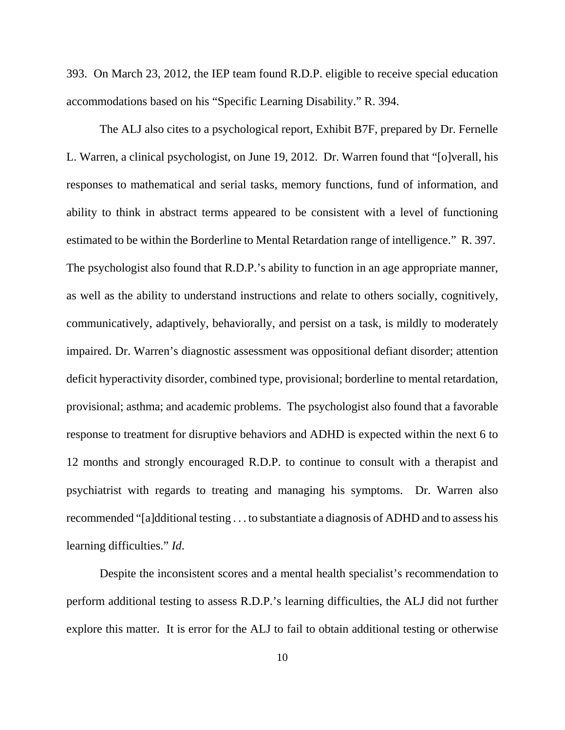393. On March 23, 2012, the IEP team found R.D.P. eligible to receive special education accommodations based on his "Specific Learning Disability." R. 394.

The ALJ also cites to a psychological report, Exhibit B7F, prepared by Dr. Fernelle L. Warren, a clinical psychologist, on June 19, 2012. Dr. Warren found that "[o]verall, his responses to mathematical and serial tasks, memory functions, fund of information, and ability to think in abstract terms appeared to be consistent with a level of functioning estimated to be within the Borderline to Mental Retardation range of intelligence." R. 397. The psychologist also found that R.D.P.'s ability to function in an age appropriate manner, as well as the ability to understand instructions and relate to others socially, cognitively, communicatively, adaptively, behaviorally, and persist on a task, is mildly to moderately impaired. Dr. Warren's diagnostic assessment was oppositional defiant disorder; attention deficit hyperactivity disorder, combined type, provisional; borderline to mental retardation, provisional; asthma; and academic problems. The psychologist also found that a favorable response to treatment for disruptive behaviors and ADHD is expected within the next 6 to 12 months and strongly encouraged R.D.P. to continue to consult with a therapist and psychiatrist with regards to treating and managing his symptoms. Dr. Warren also recommended "[a]dditional testing . . . to substantiate a diagnosis of ADHD and to assess his learning difficulties." *Id*.

Despite the inconsistent scores and a mental health specialist's recommendation to perform additional testing to assess R.D.P.'s learning difficulties, the ALJ did not further explore this matter. It is error for the ALJ to fail to obtain additional testing or otherwise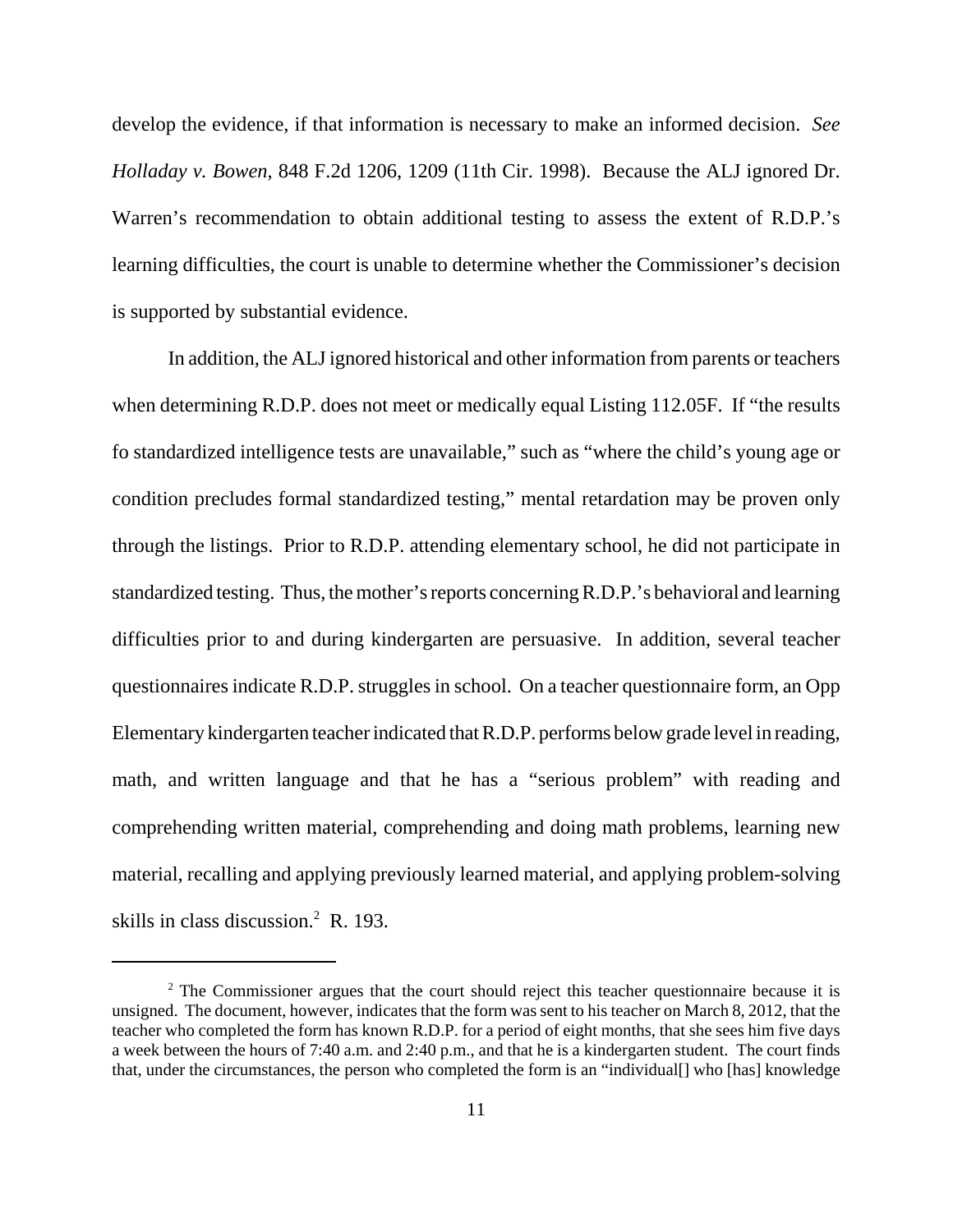develop the evidence, if that information is necessary to make an informed decision. *See Holladay v. Bowen*, 848 F.2d 1206, 1209 (11th Cir. 1998). Because the ALJ ignored Dr. Warren's recommendation to obtain additional testing to assess the extent of R.D.P.'s learning difficulties, the court is unable to determine whether the Commissioner's decision is supported by substantial evidence.

In addition, the ALJ ignored historical and other information from parents or teachers when determining R.D.P. does not meet or medically equal Listing 112.05F. If "the results fo standardized intelligence tests are unavailable," such as "where the child's young age or condition precludes formal standardized testing," mental retardation may be proven only through the listings. Prior to R.D.P. attending elementary school, he did not participate in standardized testing. Thus, the mother's reports concerning R.D.P.'s behavioral and learning difficulties prior to and during kindergarten are persuasive. In addition, several teacher questionnaires indicate R.D.P. struggles in school. On a teacher questionnaire form, an Opp Elementary kindergarten teacher indicated that R.D.P. performs below grade level in reading, math, and written language and that he has a "serious problem" with reading and comprehending written material, comprehending and doing math problems, learning new material, recalling and applying previously learned material, and applying problem-solving skills in class discussion.[2] R. 193.

[2] The Commissioner argues that the court should reject this teacher questionnaire because it is unsigned. The document, however, indicates that the form was sent to his teacher on March 8, 2012, that the teacher who completed the form has known R.D.P. for a period of eight months, that she sees him five days a week between the hours of 7:40 a.m. and 2:40 p.m., and that he is a kindergarten student. The court finds that, under the circumstances, the person who completed the form is an "individual[] who [has] knowledge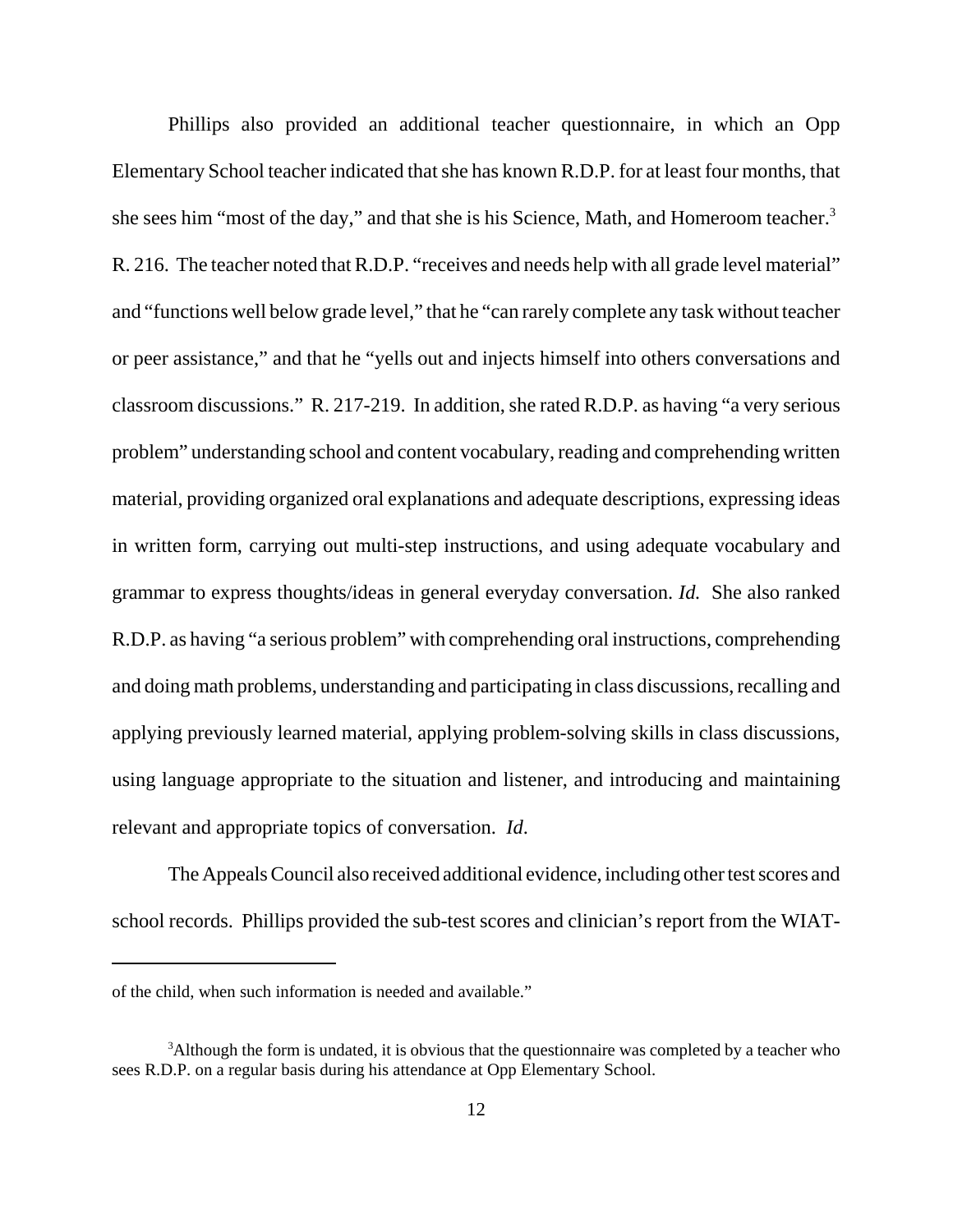Phillips also provided an additional teacher questionnaire, in which an Opp Elementary School teacher indicated that she has known R.D.P. for at least four months, that she sees him "most of the day," and that she is his Science, Math, and Homeroom teacher.[3] R. 216. The teacher noted that R.D.P. "receives and needs help with all grade level material" and "functions well below grade level," that he "can rarely complete any task without teacher or peer assistance," and that he "yells out and injects himself into others conversations and classroom discussions." R. 217-219. In addition, she rated R.D.P. as having "a very serious problem" understanding school and content vocabulary, reading and comprehending written material, providing organized oral explanations and adequate descriptions, expressing ideas in written form, carrying out multi-step instructions, and using adequate vocabulary and grammar to express thoughts/ideas in general everyday conversation. *Id.* She also ranked R.D.P. as having "a serious problem" with comprehending oral instructions, comprehending and doing math problems, understanding and participating in class discussions, recalling and applying previously learned material, applying problem-solving skills in class discussions, using language appropriate to the situation and listener, and introducing and maintaining relevant and appropriate topics of conversation. *Id*.

The Appeals Council also received additional evidence, including other test scores and school records. Phillips provided the sub-test scores and clinician's report from the WIAT-

---

of the child, when such information is needed and available."

[3] Although the form is undated, it is obvious that the questionnaire was completed by a teacher who sees R.D.P. on a regular basis during his attendance at Opp Elementary School.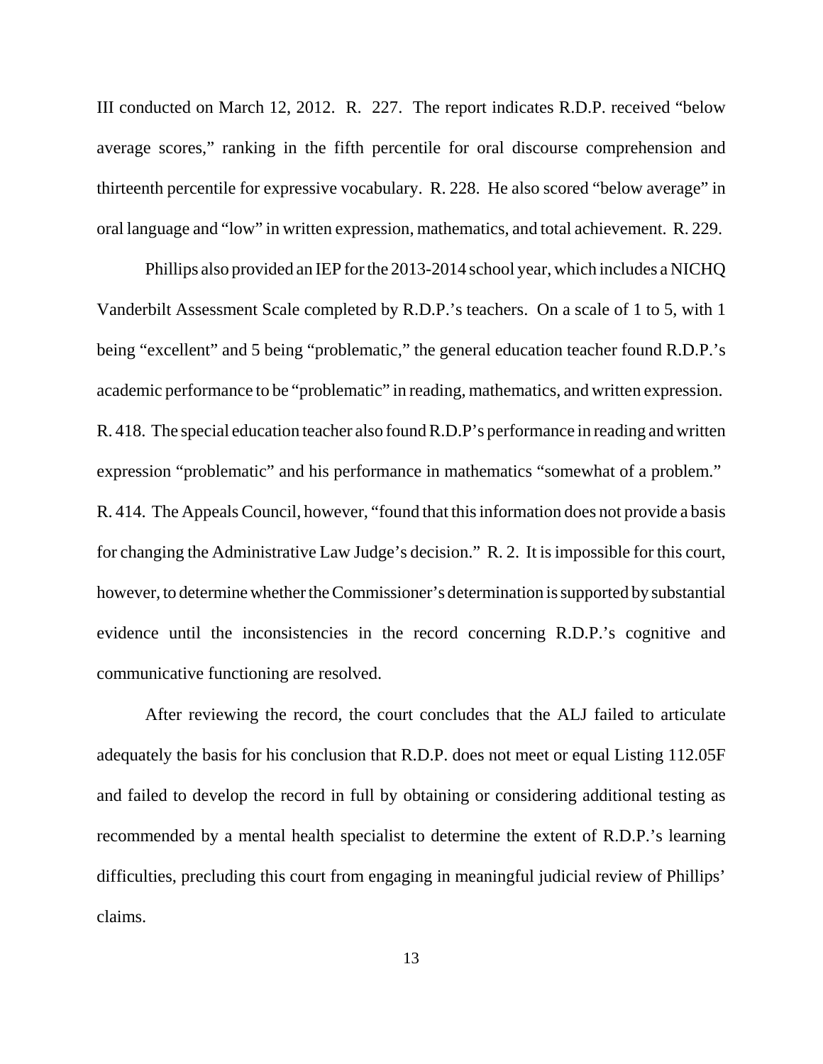III conducted on March 12, 2012. R. 227. The report indicates R.D.P. received "below average scores," ranking in the fifth percentile for oral discourse comprehension and thirteenth percentile for expressive vocabulary. R. 228. He also scored "below average" in oral language and "low" in written expression, mathematics, and total achievement. R. 229.

Phillips also provided an IEP for the 2013-2014 school year, which includes a NICHQ Vanderbilt Assessment Scale completed by R.D.P.'s teachers. On a scale of 1 to 5, with 1 being "excellent" and 5 being "problematic," the general education teacher found R.D.P.'s academic performance to be "problematic" in reading, mathematics, and written expression. R. 418. The special education teacher also found R.D.P's performance in reading and written expression "problematic" and his performance in mathematics "somewhat of a problem." R. 414. The Appeals Council, however, "found that this information does not provide a basis for changing the Administrative Law Judge's decision." R. 2. It is impossible for this court, however, to determine whether the Commissioner's determination is supported by substantial evidence until the inconsistencies in the record concerning R.D.P.'s cognitive and communicative functioning are resolved.

After reviewing the record, the court concludes that the ALJ failed to articulate adequately the basis for his conclusion that R.D.P. does not meet or equal Listing 112.05F and failed to develop the record in full by obtaining or considering additional testing as recommended by a mental health specialist to determine the extent of R.D.P.'s learning difficulties, precluding this court from engaging in meaningful judicial review of Phillips' claims.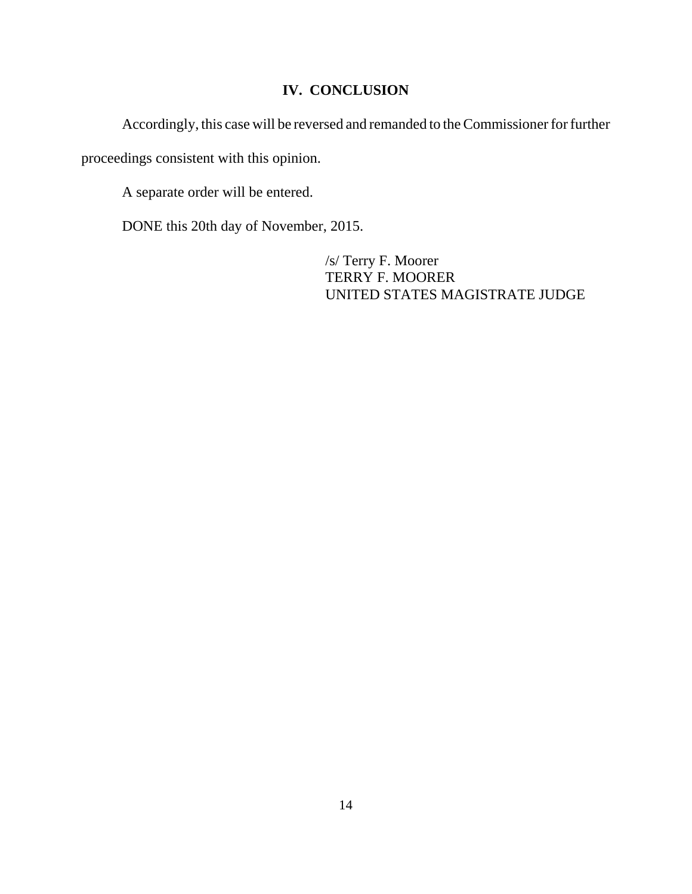## IV. CONCLUSION

Accordingly, this case will be reversed and remanded to the Commissioner for further proceedings consistent with this opinion.

A separate order will be entered.

DONE this 20th day of November, 2015.

/s/ Terry F. Moorer
TERRY F. MOORER
UNITED STATES MAGISTRATE JUDGE